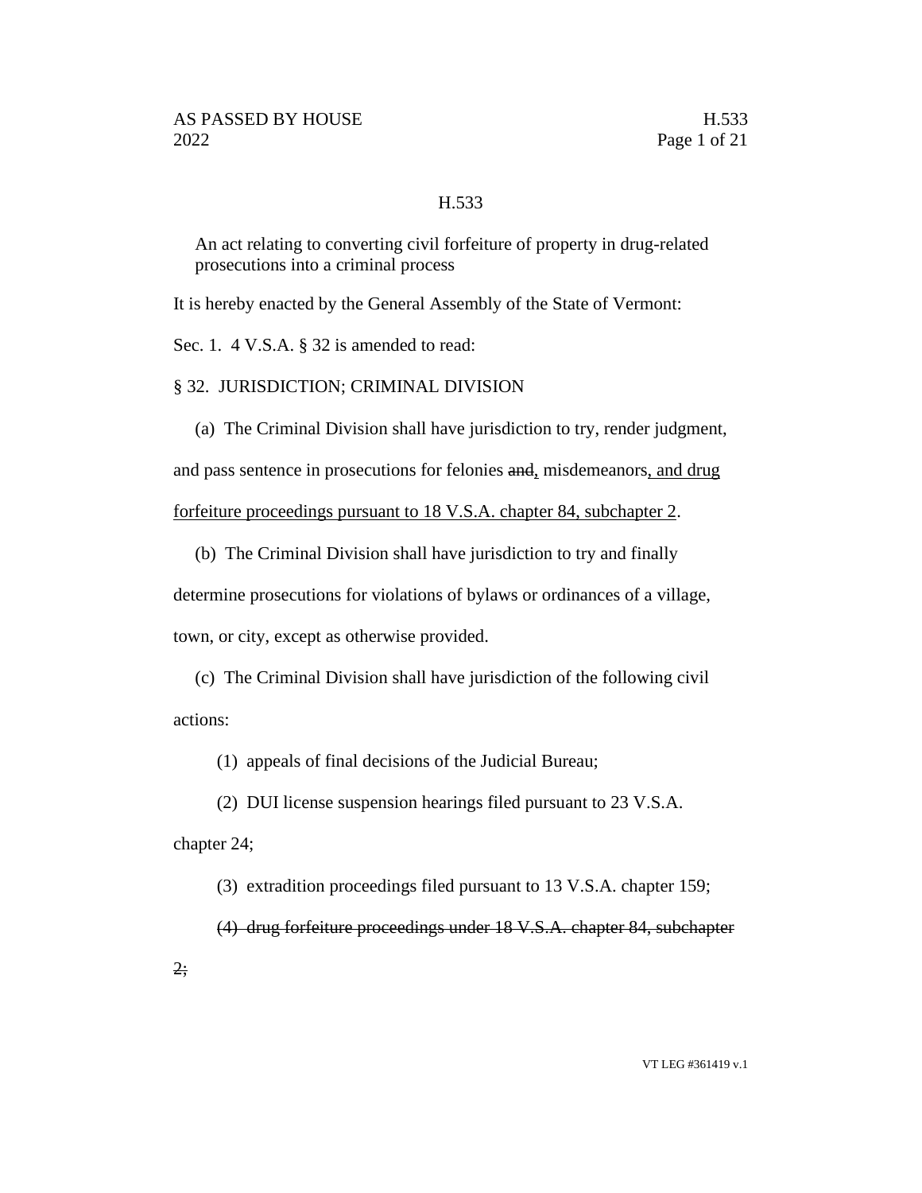H.533

An act relating to converting civil forfeiture of property in drug-related prosecutions into a criminal process

It is hereby enacted by the General Assembly of the State of Vermont:

Sec. 1. 4 V.S.A. § 32 is amended to read:

§ 32. JURISDICTION; CRIMINAL DIVISION

(a) The Criminal Division shall have jurisdiction to try, render judgment, and pass sentence in prosecutions for felonies ~~and~~, misdemeanors, and drug forfeiture proceedings pursuant to 18 V.S.A. chapter 84, subchapter 2.

(b) The Criminal Division shall have jurisdiction to try and finally determine prosecutions for violations of bylaws or ordinances of a village, town, or city, except as otherwise provided.

(c) The Criminal Division shall have jurisdiction of the following civil actions:

(1) appeals of final decisions of the Judicial Bureau;

(2) DUI license suspension hearings filed pursuant to 23 V.S.A. chapter 24;

(3) extradition proceedings filed pursuant to 13 V.S.A. chapter 159;

~~(4) drug forfeiture proceedings under 18 V.S.A. chapter 84, subchapter 2;~~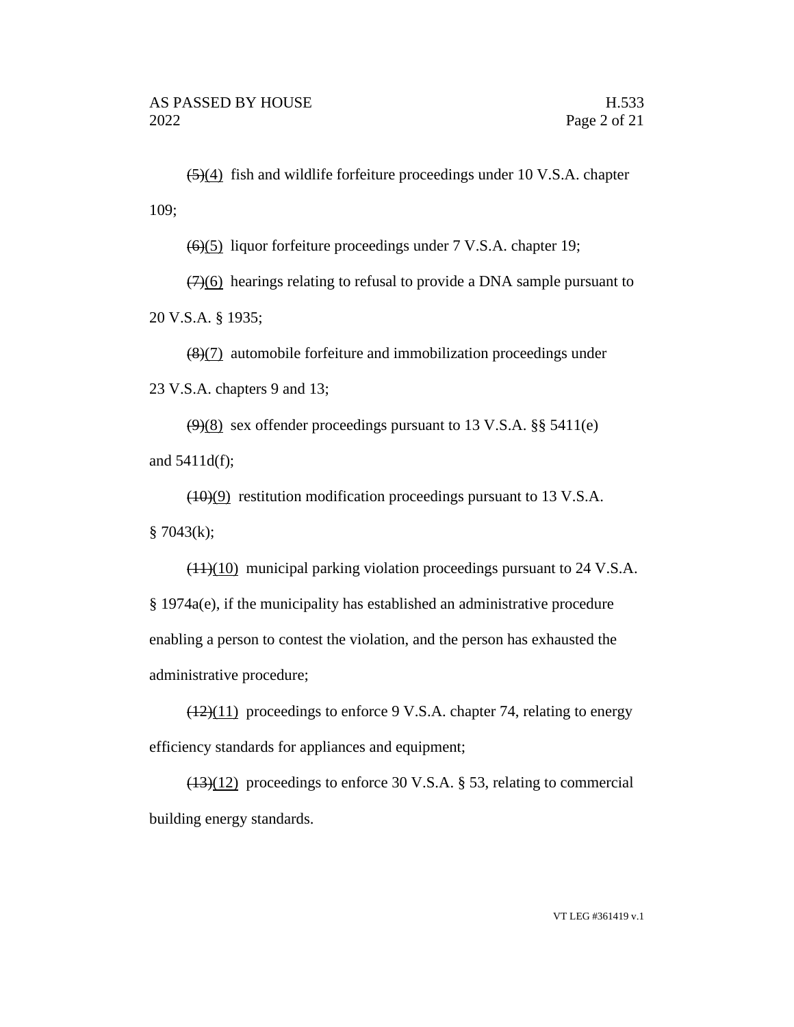~~(5)~~(4) fish and wildlife forfeiture proceedings under 10 V.S.A. chapter 109;

~~(6)~~(5) liquor forfeiture proceedings under 7 V.S.A. chapter 19;

~~(7)~~(6) hearings relating to refusal to provide a DNA sample pursuant to 20 V.S.A. § 1935;

~~(8)~~(7) automobile forfeiture and immobilization proceedings under 23 V.S.A. chapters 9 and 13;

~~(9)~~(8) sex offender proceedings pursuant to 13 V.S.A. §§ 5411(e) and 5411d(f);

~~(10)~~(9) restitution modification proceedings pursuant to 13 V.S.A. § 7043(k);

~~(11)~~(10) municipal parking violation proceedings pursuant to 24 V.S.A. § 1974a(e), if the municipality has established an administrative procedure enabling a person to contest the violation, and the person has exhausted the administrative procedure;

~~(12)~~(11) proceedings to enforce 9 V.S.A. chapter 74, relating to energy efficiency standards for appliances and equipment;

~~(13)~~(12) proceedings to enforce 30 V.S.A. § 53, relating to commercial building energy standards.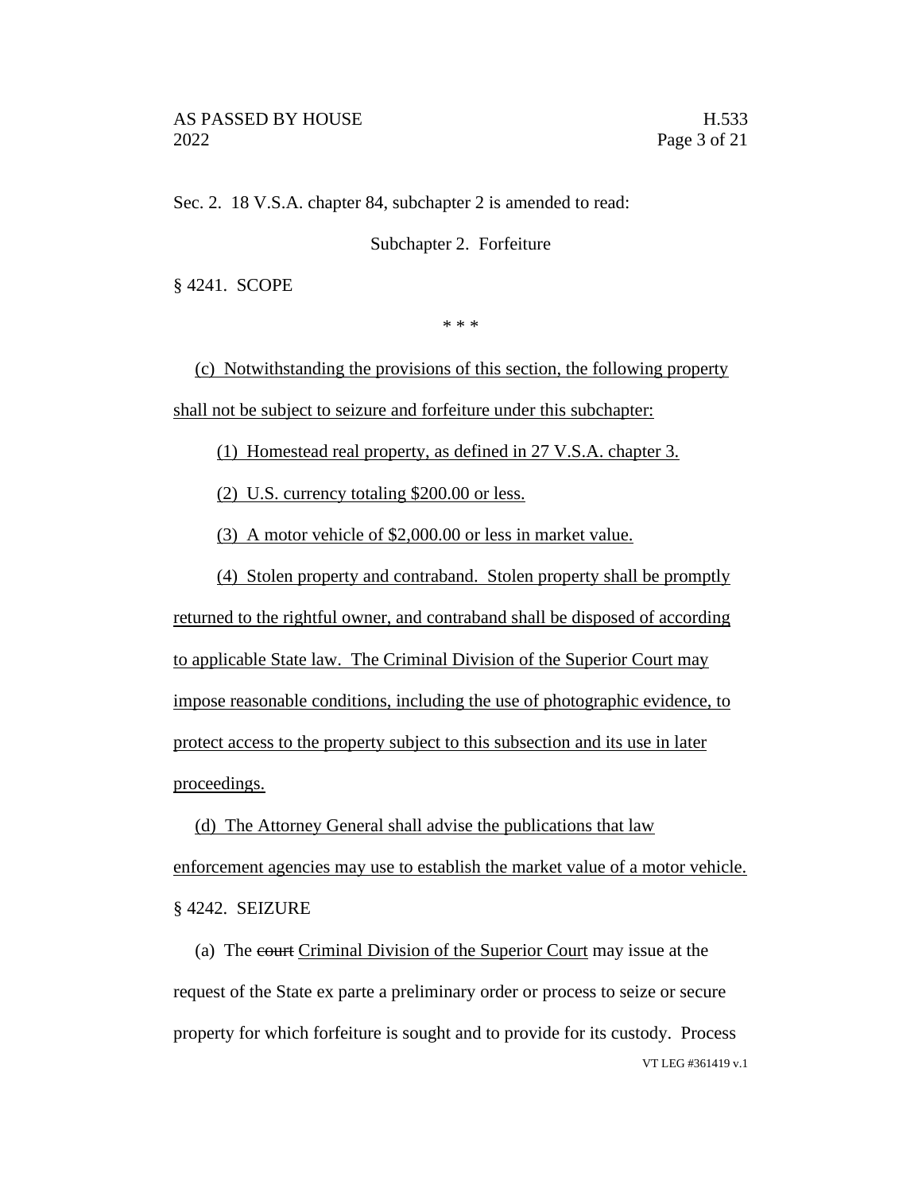Sec. 2. 18 V.S.A. chapter 84, subchapter 2 is amended to read:

Subchapter 2. Forfeiture

§ 4241. SCOPE

\* \* \*

(c) Notwithstanding the provisions of this section, the following property shall not be subject to seizure and forfeiture under this subchapter:

(1) Homestead real property, as defined in 27 V.S.A. chapter 3.

(2) U.S. currency totaling $200.00 or less.

(3) A motor vehicle of $2,000.00 or less in market value.

(4) Stolen property and contraband. Stolen property shall be promptly returned to the rightful owner, and contraband shall be disposed of according to applicable State law. The Criminal Division of the Superior Court may impose reasonable conditions, including the use of photographic evidence, to protect access to the property subject to this subsection and its use in later proceedings.

(d) The Attorney General shall advise the publications that law enforcement agencies may use to establish the market value of a motor vehicle.

§ 4242. SEIZURE

(a) The ~~court~~ Criminal Division of the Superior Court may issue at the request of the State ex parte a preliminary order or process to seize or secure property for which forfeiture is sought and to provide for its custody. Process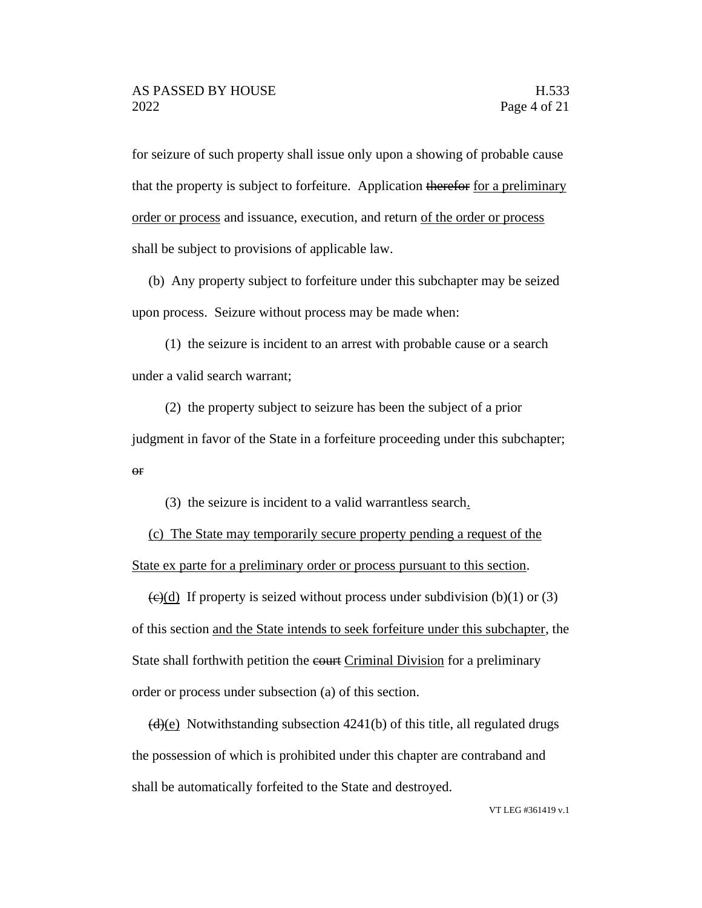for seizure of such property shall issue only upon a showing of probable cause that the property is subject to forfeiture. Application ~~therefor~~ for a preliminary order or process and issuance, execution, and return of the order or process shall be subject to provisions of applicable law.

(b) Any property subject to forfeiture under this subchapter may be seized upon process. Seizure without process may be made when:

(1) the seizure is incident to an arrest with probable cause or a search under a valid search warrant;

(2) the property subject to seizure has been the subject of a prior judgment in favor of the State in a forfeiture proceeding under this subchapter; ~~or~~

(3) the seizure is incident to a valid warrantless search.

(c) The State may temporarily secure property pending a request of the State ex parte for a preliminary order or process pursuant to this section.

~~(c)~~(d) If property is seized without process under subdivision (b)(1) or (3) of this section and the State intends to seek forfeiture under this subchapter, the State shall forthwith petition the ~~court~~ Criminal Division for a preliminary order or process under subsection (a) of this section.

~~(d)~~(e) Notwithstanding subsection 4241(b) of this title, all regulated drugs the possession of which is prohibited under this chapter are contraband and shall be automatically forfeited to the State and destroyed.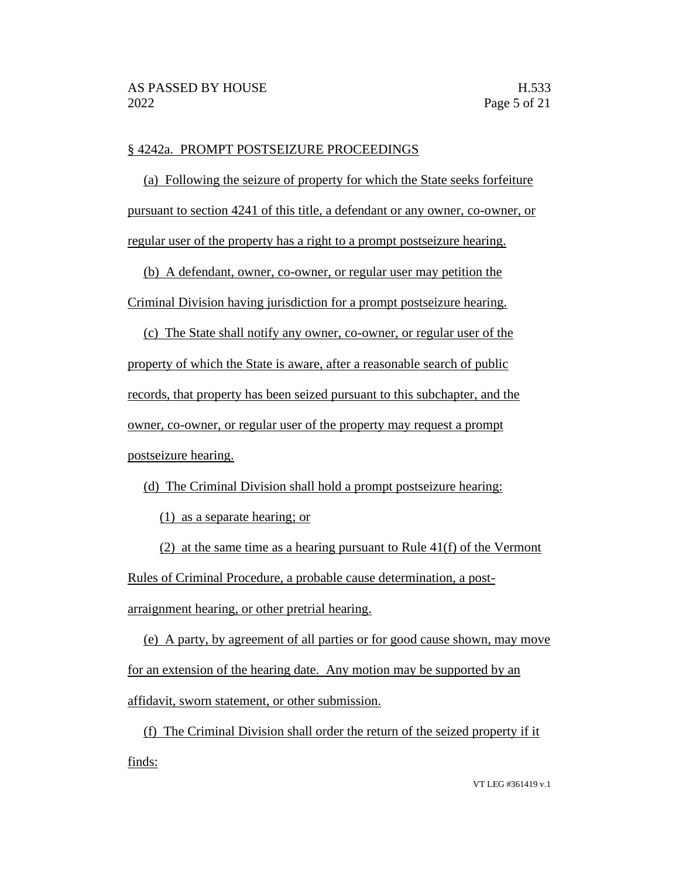§ 4242a. PROMPT POSTSEIZURE PROCEEDINGS

(a) Following the seizure of property for which the State seeks forfeiture pursuant to section 4241 of this title, a defendant or any owner, co-owner, or regular user of the property has a right to a prompt postseizure hearing.

(b) A defendant, owner, co-owner, or regular user may petition the Criminal Division having jurisdiction for a prompt postseizure hearing.

(c) The State shall notify any owner, co-owner, or regular user of the property of which the State is aware, after a reasonable search of public records, that property has been seized pursuant to this subchapter, and the owner, co-owner, or regular user of the property may request a prompt postseizure hearing.

(d) The Criminal Division shall hold a prompt postseizure hearing:

(1) as a separate hearing; or

(2) at the same time as a hearing pursuant to Rule 41(f) of the Vermont Rules of Criminal Procedure, a probable cause determination, a post-arraignment hearing, or other pretrial hearing.

(e) A party, by agreement of all parties or for good cause shown, may move for an extension of the hearing date. Any motion may be supported by an affidavit, sworn statement, or other submission.

(f) The Criminal Division shall order the return of the seized property if it finds: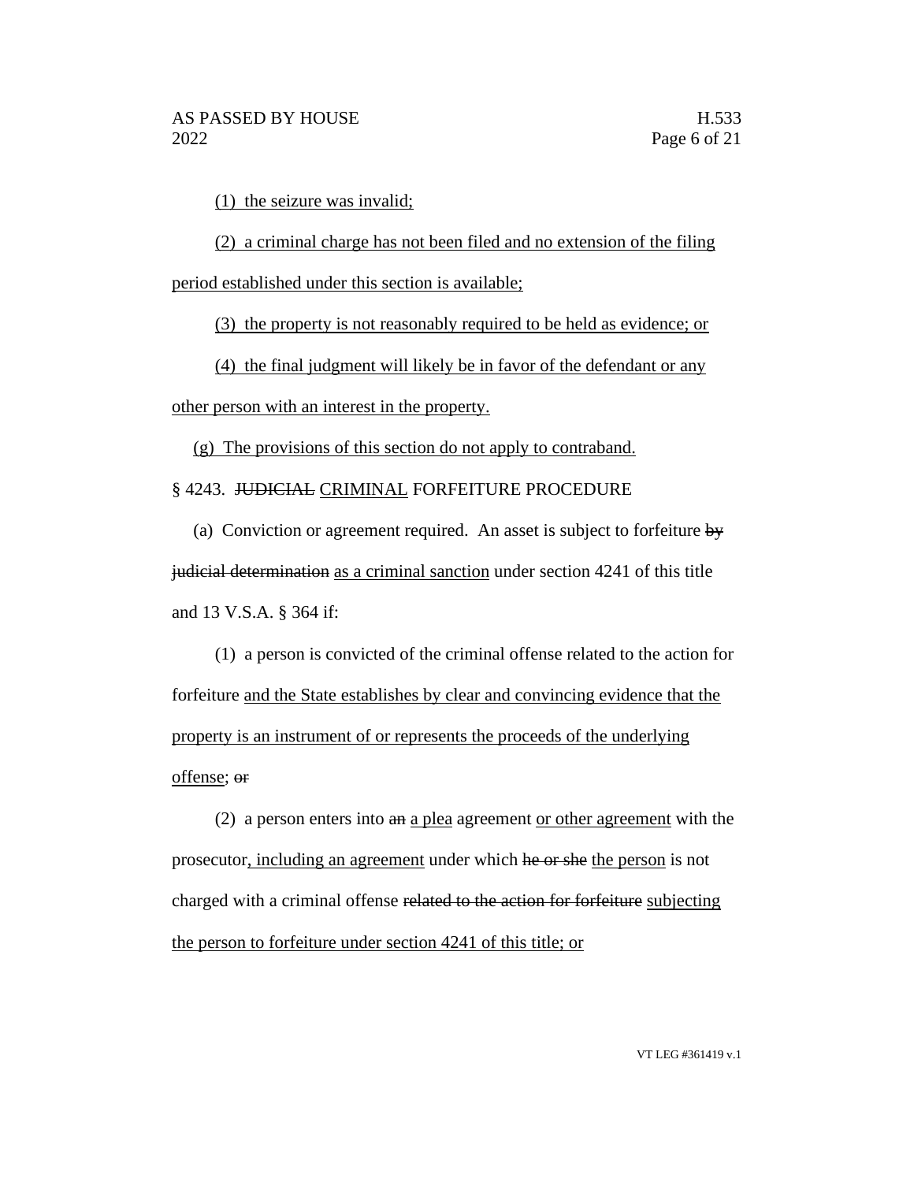(1) the seizure was invalid;

(2) a criminal charge has not been filed and no extension of the filing period established under this section is available;

(3) the property is not reasonably required to be held as evidence; or

(4) the final judgment will likely be in favor of the defendant or any other person with an interest in the property.

(g) The provisions of this section do not apply to contraband.

§ 4243. ~~JUDICIAL~~ CRIMINAL FORFEITURE PROCEDURE

(a) Conviction or agreement required. An asset is subject to forfeiture ~~by judicial determination~~ as a criminal sanction under section 4241 of this title and 13 V.S.A. § 364 if:

(1) a person is convicted of the criminal offense related to the action for forfeiture and the State establishes by clear and convincing evidence that the property is an instrument of or represents the proceeds of the underlying offense; ~~or~~

(2) a person enters into ~~an~~ a plea agreement or other agreement with the prosecutor, including an agreement under which ~~he or she~~ the person is not charged with a criminal offense ~~related to the action for forfeiture~~ subjecting the person to forfeiture under section 4241 of this title; or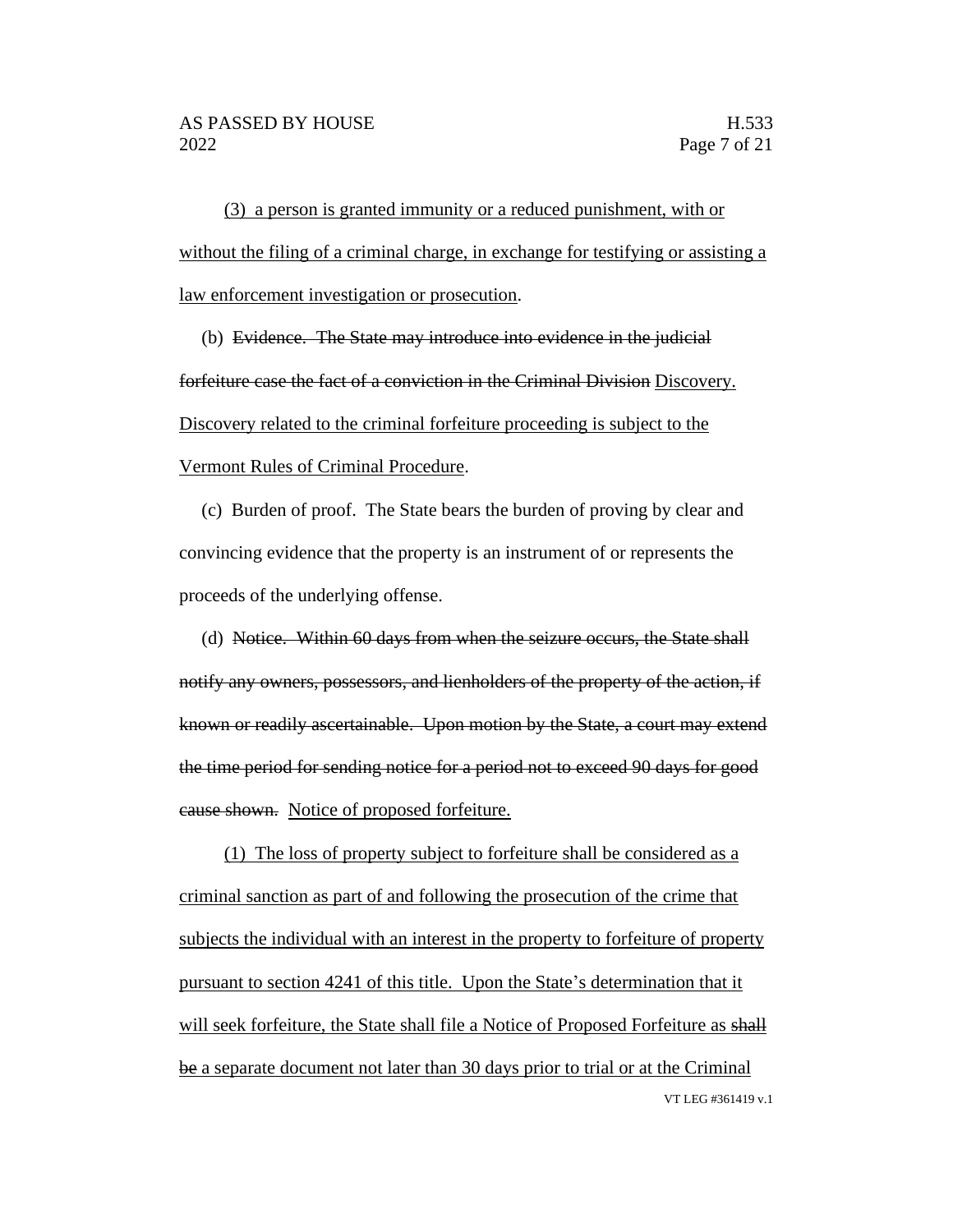(3) a person is granted immunity or a reduced punishment, with or without the filing of a criminal charge, in exchange for testifying or assisting a law enforcement investigation or prosecution.

(b) ~~Evidence. The State may introduce into evidence in the judicial forfeiture case the fact of a conviction in the Criminal Division~~ Discovery. Discovery related to the criminal forfeiture proceeding is subject to the Vermont Rules of Criminal Procedure.

(c) Burden of proof. The State bears the burden of proving by clear and convincing evidence that the property is an instrument of or represents the proceeds of the underlying offense.

(d) ~~Notice. Within 60 days from when the seizure occurs, the State shall notify any owners, possessors, and lienholders of the property of the action, if known or readily ascertainable. Upon motion by the State, a court may extend the time period for sending notice for a period not to exceed 90 days for good cause shown.~~ Notice of proposed forfeiture.

(1) The loss of property subject to forfeiture shall be considered as a criminal sanction as part of and following the prosecution of the crime that subjects the individual with an interest in the property to forfeiture of property pursuant to section 4241 of this title. Upon the State's determination that it will seek forfeiture, the State shall file a Notice of Proposed Forfeiture as ~~shall be~~ a separate document not later than 30 days prior to trial or at the Criminal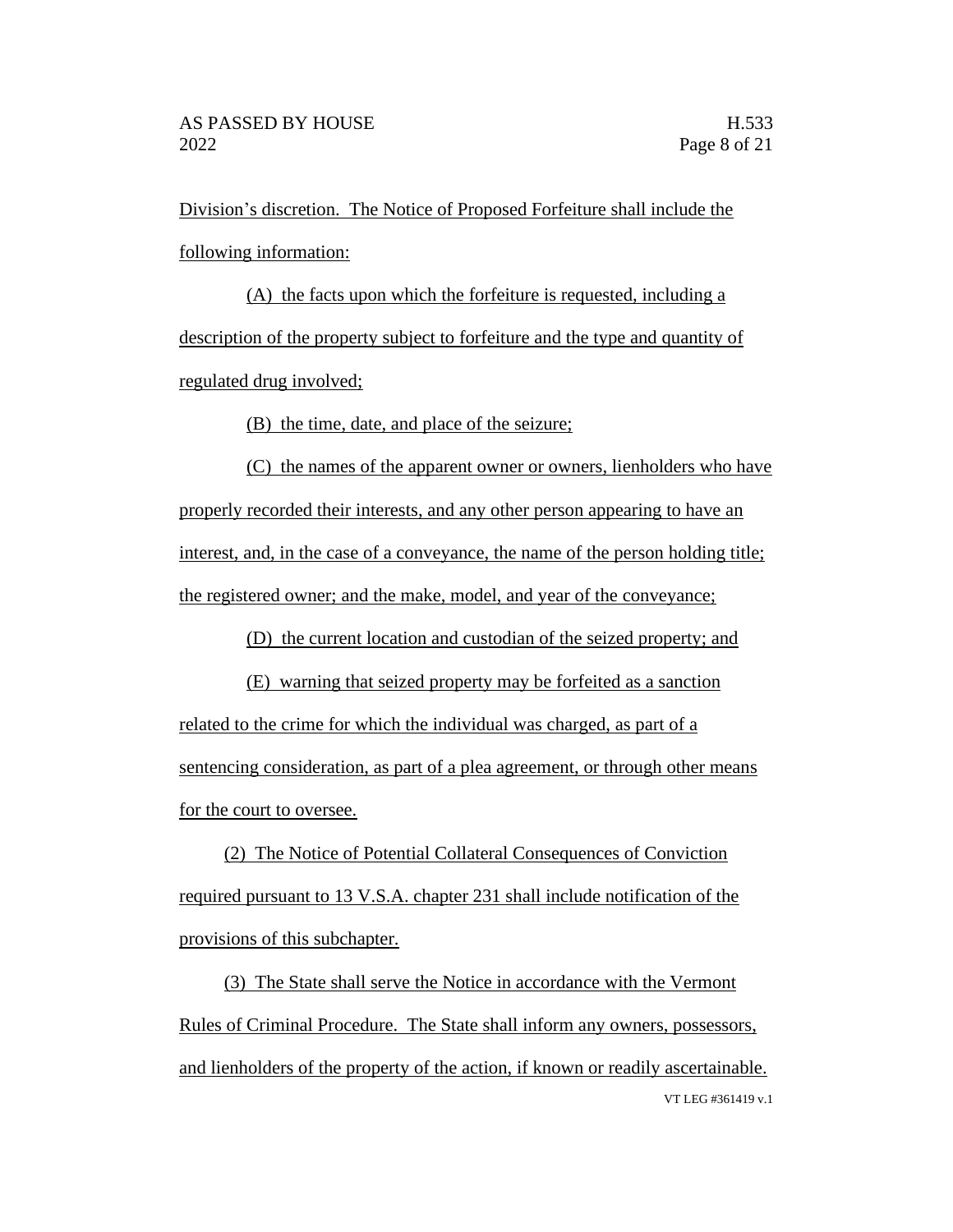Division's discretion. The Notice of Proposed Forfeiture shall include the following information:

(A) the facts upon which the forfeiture is requested, including a description of the property subject to forfeiture and the type and quantity of regulated drug involved;

(B) the time, date, and place of the seizure;

(C) the names of the apparent owner or owners, lienholders who have properly recorded their interests, and any other person appearing to have an interest, and, in the case of a conveyance, the name of the person holding title; the registered owner; and the make, model, and year of the conveyance;

(D) the current location and custodian of the seized property; and

(E) warning that seized property may be forfeited as a sanction related to the crime for which the individual was charged, as part of a sentencing consideration, as part of a plea agreement, or through other means for the court to oversee.

(2) The Notice of Potential Collateral Consequences of Conviction required pursuant to 13 V.S.A. chapter 231 shall include notification of the provisions of this subchapter.

(3) The State shall serve the Notice in accordance with the Vermont Rules of Criminal Procedure. The State shall inform any owners, possessors, and lienholders of the property of the action, if known or readily ascertainable.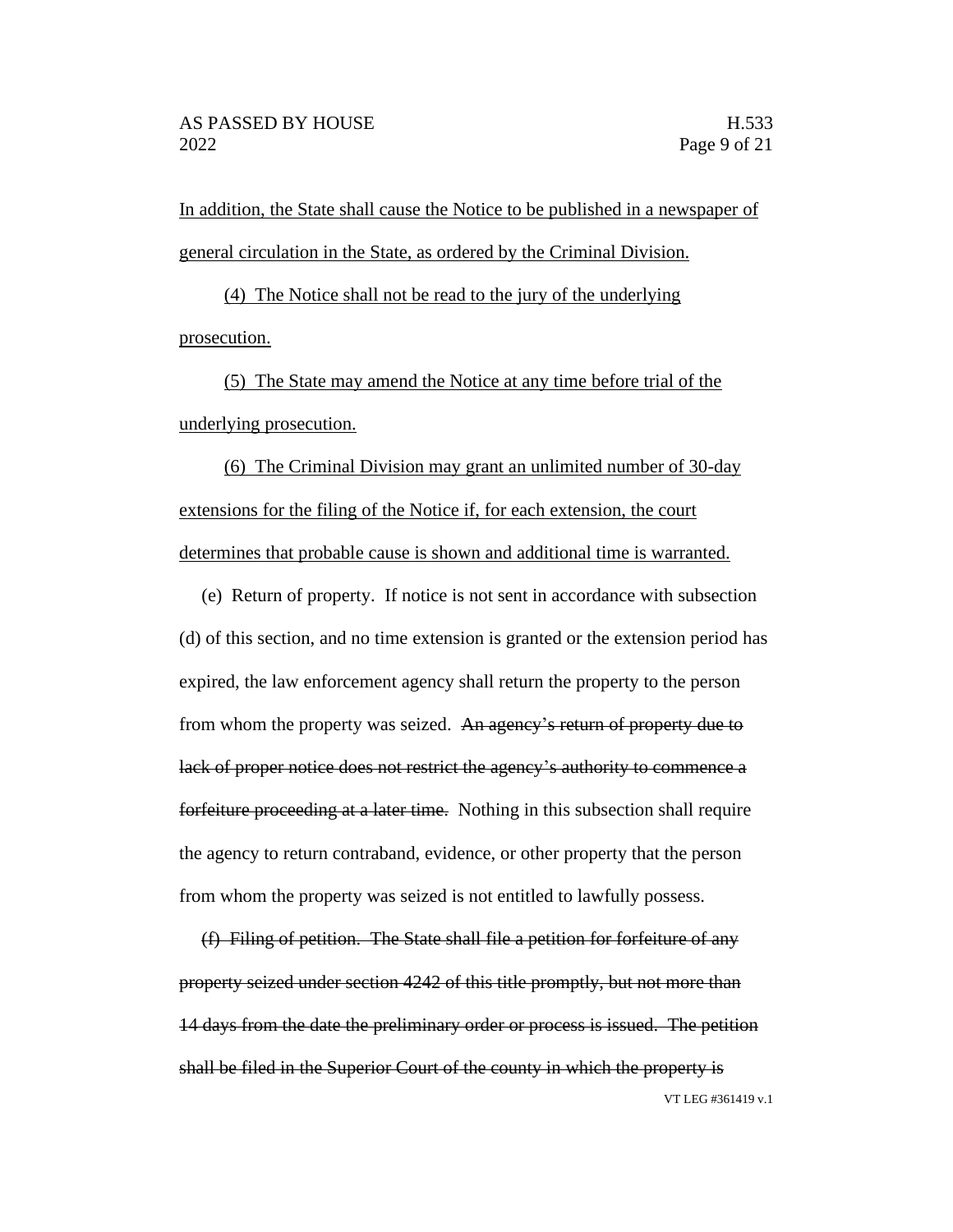In addition, the State shall cause the Notice to be published in a newspaper of general circulation in the State, as ordered by the Criminal Division.

(4) The Notice shall not be read to the jury of the underlying prosecution.

(5) The State may amend the Notice at any time before trial of the underlying prosecution.

(6) The Criminal Division may grant an unlimited number of 30-day extensions for the filing of the Notice if, for each extension, the court determines that probable cause is shown and additional time is warranted.

(e) Return of property. If notice is not sent in accordance with subsection (d) of this section, and no time extension is granted or the extension period has expired, the law enforcement agency shall return the property to the person from whom the property was seized. ~~An agency's return of property due to lack of proper notice does not restrict the agency's authority to commence a forfeiture proceeding at a later time.~~ Nothing in this subsection shall require the agency to return contraband, evidence, or other property that the person from whom the property was seized is not entitled to lawfully possess.

~~(f) Filing of petition. The State shall file a petition for forfeiture of any property seized under section 4242 of this title promptly, but not more than 14 days from the date the preliminary order or process is issued. The petition shall be filed in the Superior Court of the county in which the property is~~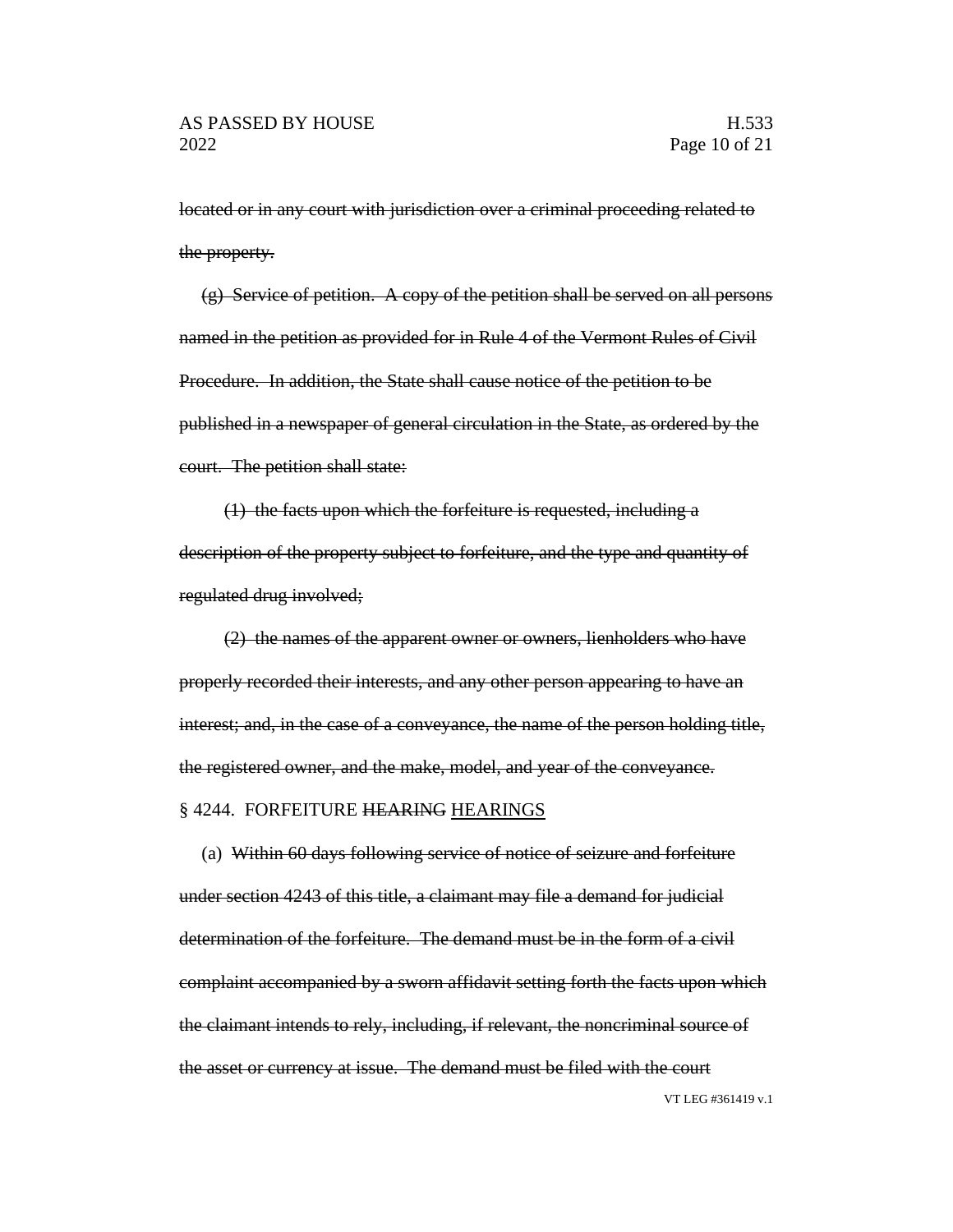~~located or in any court with jurisdiction over a criminal proceeding related to the property.~~

~~(g) Service of petition. A copy of the petition shall be served on all persons named in the petition as provided for in Rule 4 of the Vermont Rules of Civil Procedure. In addition, the State shall cause notice of the petition to be published in a newspaper of general circulation in the State, as ordered by the court. The petition shall state:~~

~~(1) the facts upon which the forfeiture is requested, including a description of the property subject to forfeiture, and the type and quantity of regulated drug involved;~~

~~(2) the names of the apparent owner or owners, lienholders who have properly recorded their interests, and any other person appearing to have an interest; and, in the case of a conveyance, the name of the person holding title, the registered owner, and the make, model, and year of the conveyance.~~

§ 4244. FORFEITURE ~~HEARING~~ <u>HEARINGS</u>

(a) ~~Within 60 days following service of notice of seizure and forfeiture under section 4243 of this title, a claimant may file a demand for judicial determination of the forfeiture. The demand must be in the form of a civil complaint accompanied by a sworn affidavit setting forth the facts upon which the claimant intends to rely, including, if relevant, the noncriminal source of the asset or currency at issue. The demand must be filed with the court~~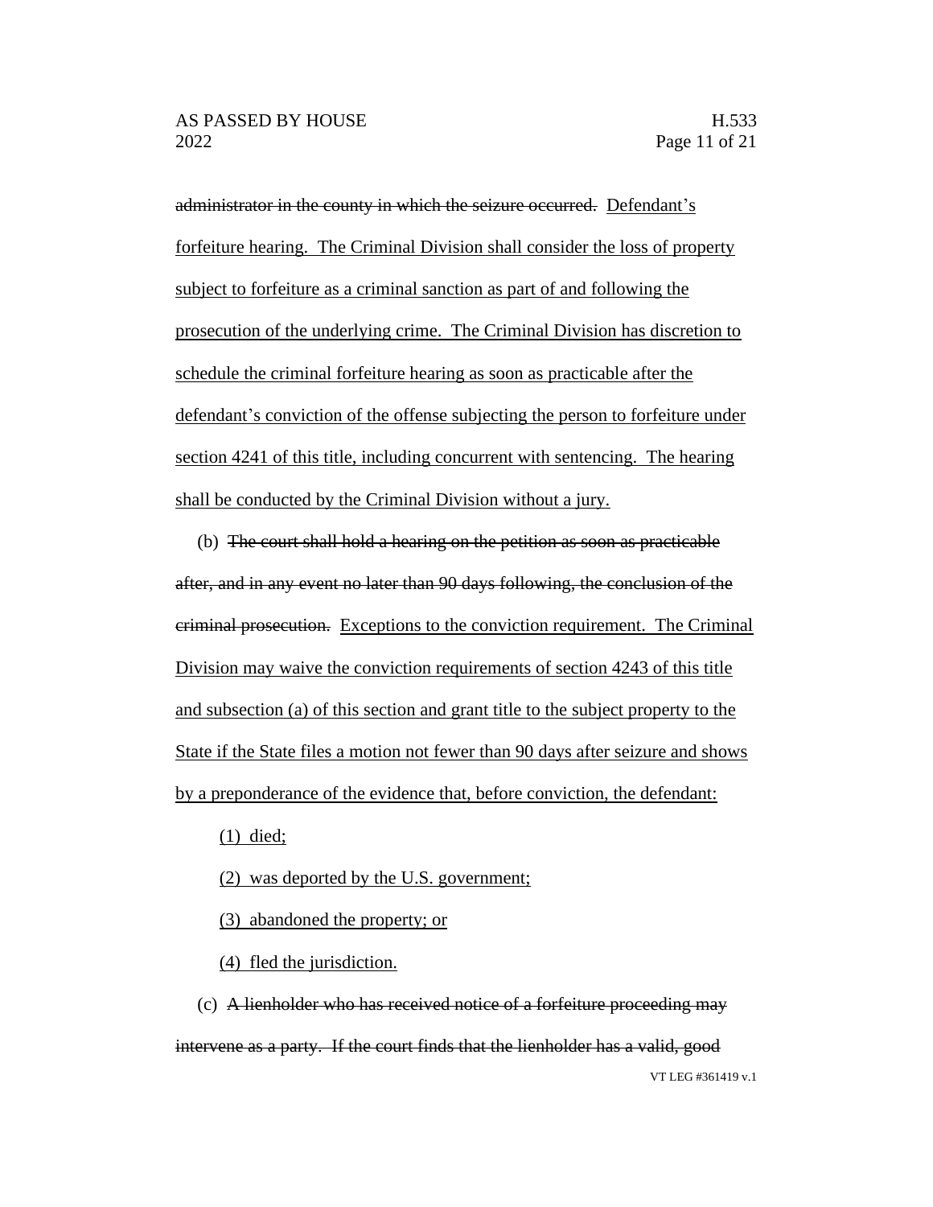~~administrator in the county in which the seizure occurred.~~ <u>Defendant's forfeiture hearing. The Criminal Division shall consider the loss of property subject to forfeiture as a criminal sanction as part of and following the prosecution of the underlying crime. The Criminal Division has discretion to schedule the criminal forfeiture hearing as soon as practicable after the defendant's conviction of the offense subjecting the person to forfeiture under section 4241 of this title, including concurrent with sentencing. The hearing shall be conducted by the Criminal Division without a jury.</u>

(b) ~~The court shall hold a hearing on the petition as soon as practicable after, and in any event no later than 90 days following, the conclusion of the criminal prosecution.~~ <u>Exceptions to the conviction requirement. The Criminal Division may waive the conviction requirements of section 4243 of this title and subsection (a) of this section and grant title to the subject property to the State if the State files a motion not fewer than 90 days after seizure and shows by a preponderance of the evidence that, before conviction, the defendant:</u>

<u>(1) died;</u>

<u>(2) was deported by the U.S. government;</u>

<u>(3) abandoned the property; or</u>

<u>(4) fled the jurisdiction.</u>

(c) ~~A lienholder who has received notice of a forfeiture proceeding may intervene as a party. If the court finds that the lienholder has a valid, good~~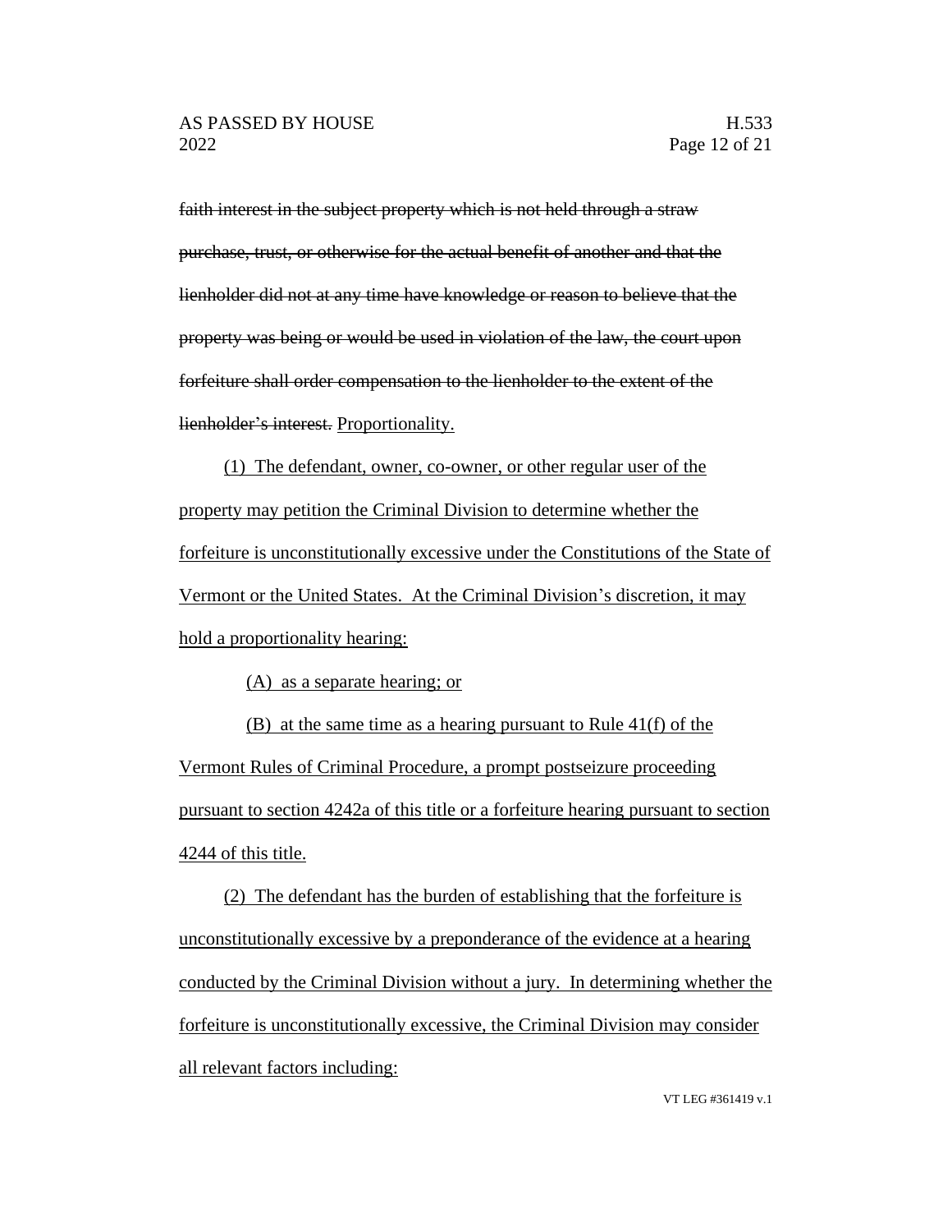~~faith interest in the subject property which is not held through a straw purchase, trust, or otherwise for the actual benefit of another and that the lienholder did not at any time have knowledge or reason to believe that the property was being or would be used in violation of the law, the court upon forfeiture shall order compensation to the lienholder to the extent of the lienholder's interest.~~ <u>Proportionality.</u>

<u>(1) The defendant, owner, co-owner, or other regular user of the property may petition the Criminal Division to determine whether the forfeiture is unconstitutionally excessive under the Constitutions of the State of Vermont or the United States. At the Criminal Division's discretion, it may hold a proportionality hearing:</u>

<u>(A) as a separate hearing; or</u>

<u>(B) at the same time as a hearing pursuant to Rule 41(f) of the Vermont Rules of Criminal Procedure, a prompt postseizure proceeding pursuant to section 4242a of this title or a forfeiture hearing pursuant to section 4244 of this title.</u>

<u>(2) The defendant has the burden of establishing that the forfeiture is unconstitutionally excessive by a preponderance of the evidence at a hearing conducted by the Criminal Division without a jury. In determining whether the forfeiture is unconstitutionally excessive, the Criminal Division may consider all relevant factors including:</u>

VT LEG #361419 v.1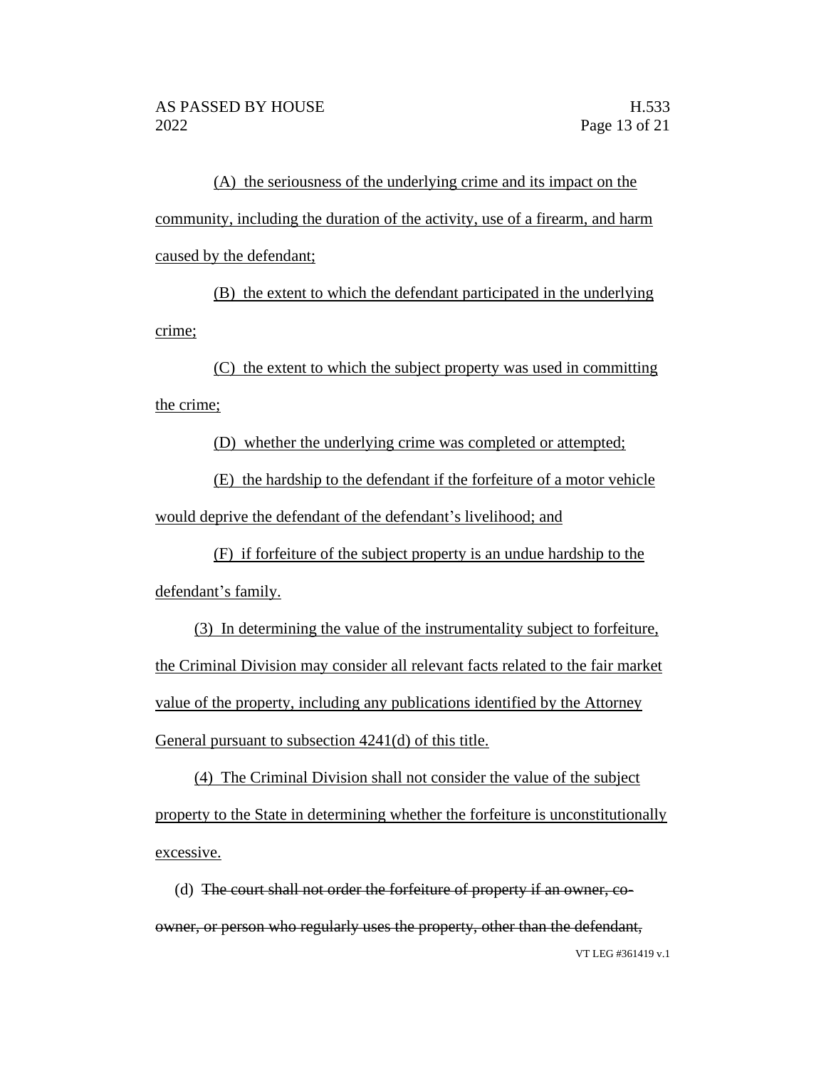(A) the seriousness of the underlying crime and its impact on the community, including the duration of the activity, use of a firearm, and harm caused by the defendant;

(B) the extent to which the defendant participated in the underlying crime;

(C) the extent to which the subject property was used in committing the crime;

(D) whether the underlying crime was completed or attempted;

(E) the hardship to the defendant if the forfeiture of a motor vehicle would deprive the defendant of the defendant's livelihood; and

(F) if forfeiture of the subject property is an undue hardship to the defendant's family.

(3) In determining the value of the instrumentality subject to forfeiture, the Criminal Division may consider all relevant facts related to the fair market value of the property, including any publications identified by the Attorney General pursuant to subsection 4241(d) of this title.

(4) The Criminal Division shall not consider the value of the subject property to the State in determining whether the forfeiture is unconstitutionally excessive.

(d) ~~The court shall not order the forfeiture of property if an owner, co-owner, or person who regularly uses the property, other than the defendant,~~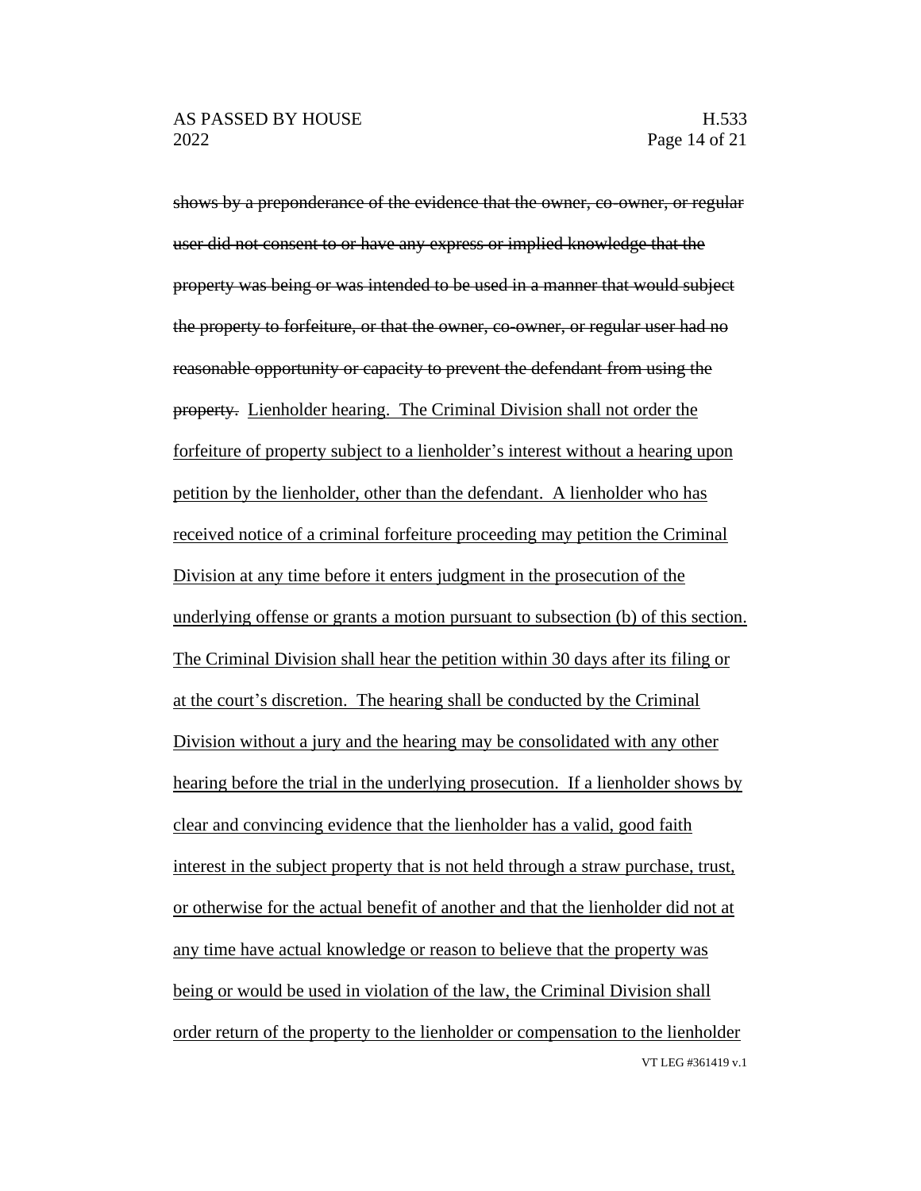~~shows by a preponderance of the evidence that the owner, co-owner, or regular user did not consent to or have any express or implied knowledge that the property was being or was intended to be used in a manner that would subject the property to forfeiture, or that the owner, co-owner, or regular user had no reasonable opportunity or capacity to prevent the defendant from using the property.~~ <u>Lienholder hearing. The Criminal Division shall not order the forfeiture of property subject to a lienholder's interest without a hearing upon petition by the lienholder, other than the defendant. A lienholder who has received notice of a criminal forfeiture proceeding may petition the Criminal Division at any time before it enters judgment in the prosecution of the underlying offense or grants a motion pursuant to subsection (b) of this section. The Criminal Division shall hear the petition within 30 days after its filing or at the court's discretion. The hearing shall be conducted by the Criminal Division without a jury and the hearing may be consolidated with any other hearing before the trial in the underlying prosecution. If a lienholder shows by clear and convincing evidence that the lienholder has a valid, good faith interest in the subject property that is not held through a straw purchase, trust, or otherwise for the actual benefit of another and that the lienholder did not at any time have actual knowledge or reason to believe that the property was being or would be used in violation of the law, the Criminal Division shall order return of the property to the lienholder or compensation to the lienholder</u>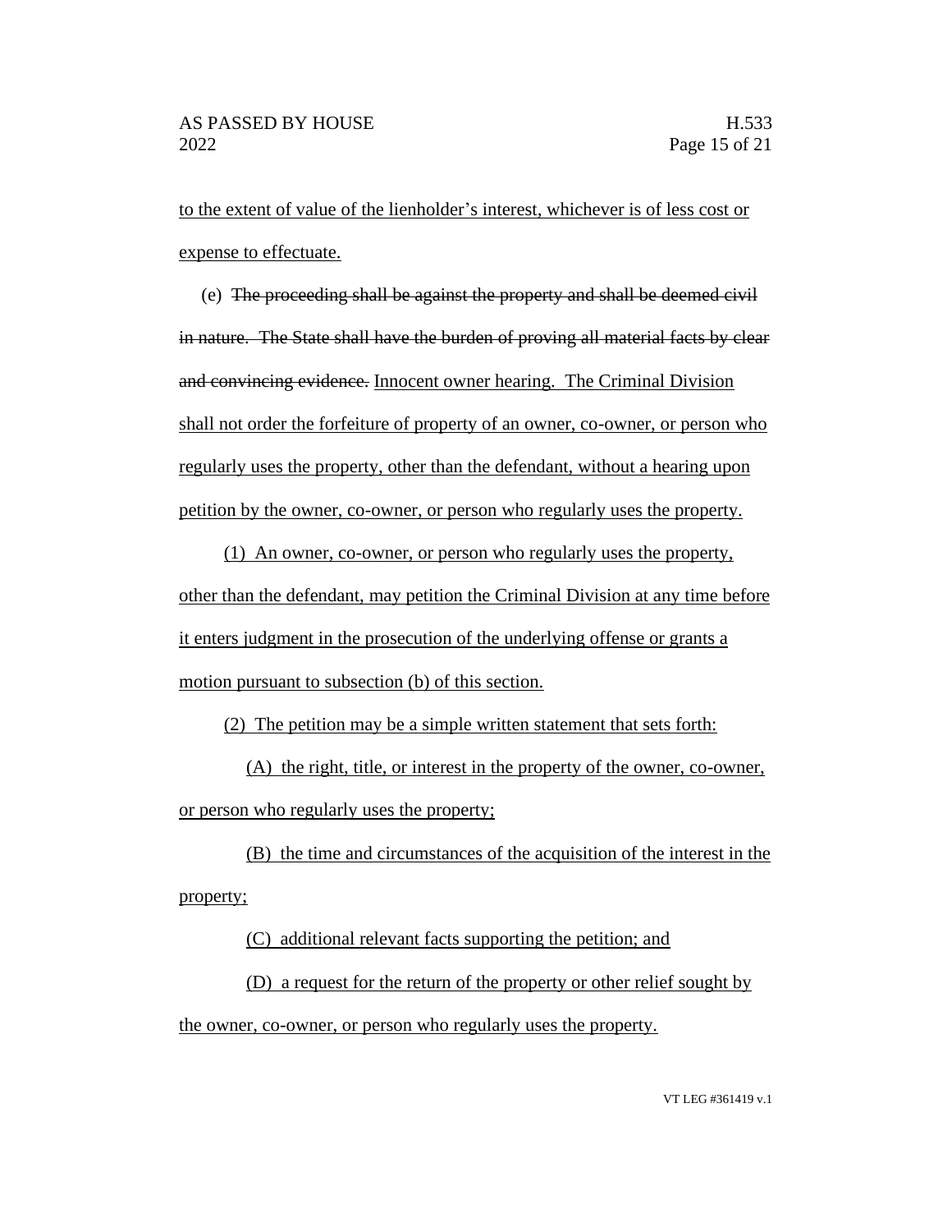to the extent of value of the lienholder's interest, whichever is of less cost or expense to effectuate.

(e) ~~The proceeding shall be against the property and shall be deemed civil in nature. The State shall have the burden of proving all material facts by clear and convincing evidence.~~ Innocent owner hearing. The Criminal Division shall not order the forfeiture of property of an owner, co-owner, or person who regularly uses the property, other than the defendant, without a hearing upon petition by the owner, co-owner, or person who regularly uses the property.

(1) An owner, co-owner, or person who regularly uses the property, other than the defendant, may petition the Criminal Division at any time before it enters judgment in the prosecution of the underlying offense or grants a motion pursuant to subsection (b) of this section.

(2) The petition may be a simple written statement that sets forth:

(A) the right, title, or interest in the property of the owner, co-owner, or person who regularly uses the property;

(B) the time and circumstances of the acquisition of the interest in the property;

(C) additional relevant facts supporting the petition; and

(D) a request for the return of the property or other relief sought by the owner, co-owner, or person who regularly uses the property.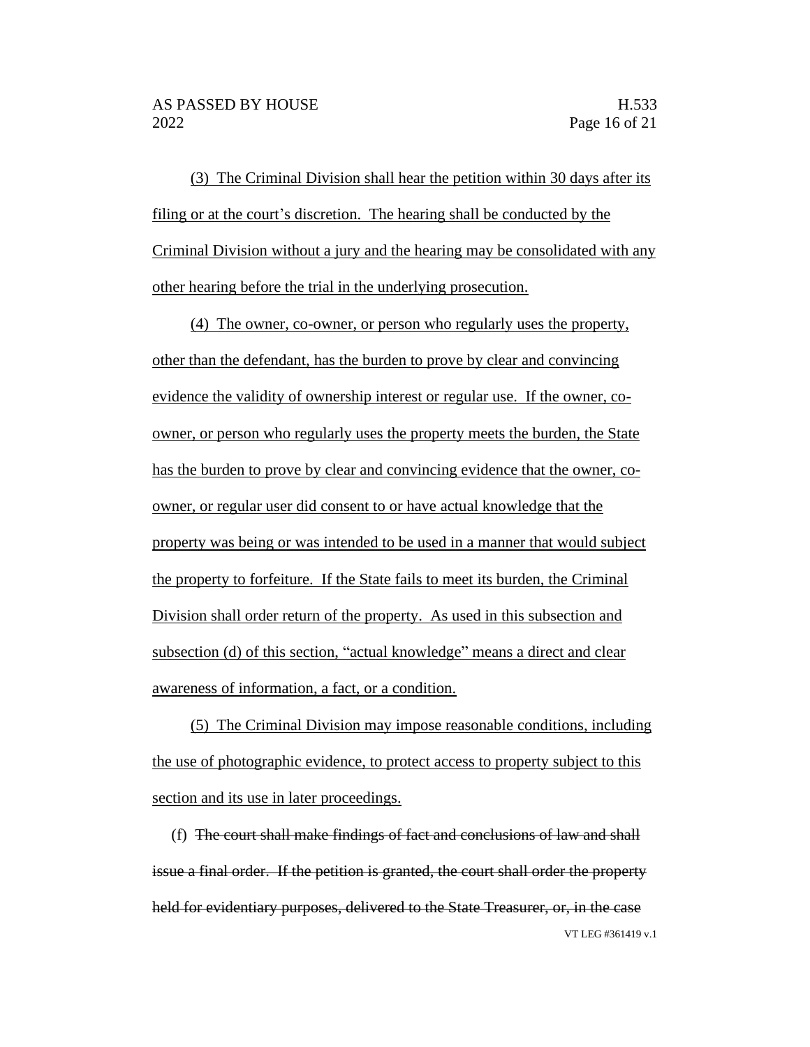(3) The Criminal Division shall hear the petition within 30 days after its filing or at the court's discretion. The hearing shall be conducted by the Criminal Division without a jury and the hearing may be consolidated with any other hearing before the trial in the underlying prosecution.

(4) The owner, co-owner, or person who regularly uses the property, other than the defendant, has the burden to prove by clear and convincing evidence the validity of ownership interest or regular use. If the owner, co-owner, or person who regularly uses the property meets the burden, the State has the burden to prove by clear and convincing evidence that the owner, co-owner, or regular user did consent to or have actual knowledge that the property was being or was intended to be used in a manner that would subject the property to forfeiture. If the State fails to meet its burden, the Criminal Division shall order return of the property. As used in this subsection and subsection (d) of this section, "actual knowledge" means a direct and clear awareness of information, a fact, or a condition.

(5) The Criminal Division may impose reasonable conditions, including the use of photographic evidence, to protect access to property subject to this section and its use in later proceedings.

(f) ~~The court shall make findings of fact and conclusions of law and shall issue a final order. If the petition is granted, the court shall order the property held for evidentiary purposes, delivered to the State Treasurer, or, in the case~~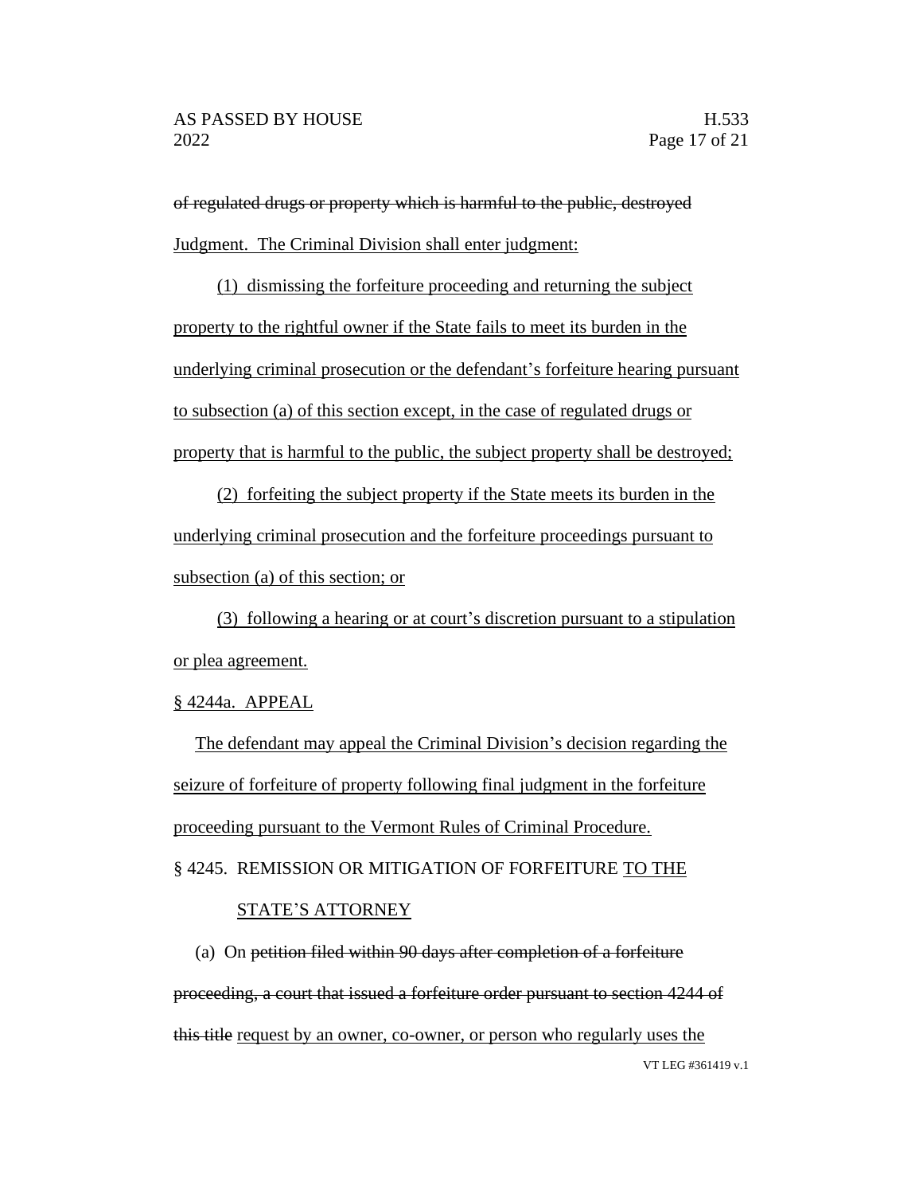~~of regulated drugs or property which is harmful to the public, destroyed~~ <u>Judgment. The Criminal Division shall enter judgment:</u>

<u>(1) dismissing the forfeiture proceeding and returning the subject property to the rightful owner if the State fails to meet its burden in the underlying criminal prosecution or the defendant's forfeiture hearing pursuant to subsection (a) of this section except, in the case of regulated drugs or property that is harmful to the public, the subject property shall be destroyed;</u>

<u>(2) forfeiting the subject property if the State meets its burden in the underlying criminal prosecution and the forfeiture proceedings pursuant to subsection (a) of this section; or</u>

<u>(3) following a hearing or at court's discretion pursuant to a stipulation or plea agreement.</u>

<u>§ 4244a. APPEAL</u>

<u>The defendant may appeal the Criminal Division's decision regarding the seizure of forfeiture of property following final judgment in the forfeiture proceeding pursuant to the Vermont Rules of Criminal Procedure.</u>

§ 4245. REMISSION OR MITIGATION OF FORFEITURE <u>TO THE STATE'S ATTORNEY</u>

(a) On ~~petition filed within 90 days after completion of a forfeiture proceeding, a court that issued a forfeiture order pursuant to section 4244 of this title~~ <u>request by an owner, co-owner, or person who regularly uses the</u>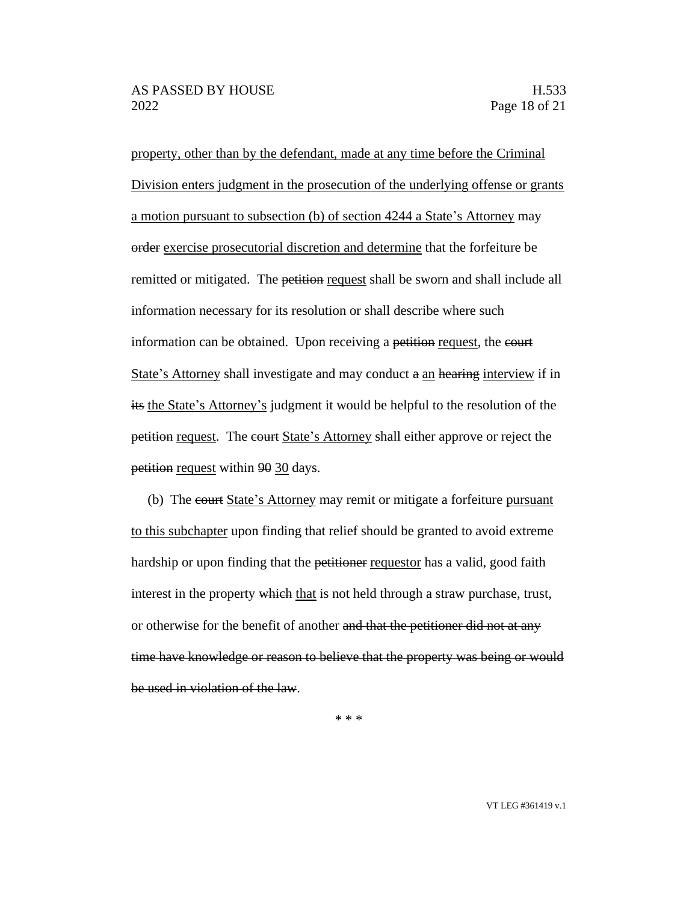property, other than by the defendant, made at any time before the Criminal Division enters judgment in the prosecution of the underlying offense or grants a motion pursuant to subsection (b) of section 4244 a State's Attorney may ~~order~~ exercise prosecutorial discretion and determine that the forfeiture be remitted or mitigated. The ~~petition~~ request shall be sworn and shall include all information necessary for its resolution or shall describe where such information can be obtained. Upon receiving a ~~petition~~ request, the ~~court~~ State's Attorney shall investigate and may conduct ~~a~~ an ~~hearing~~ interview if in ~~its~~ the State's Attorney's judgment it would be helpful to the resolution of the ~~petition~~ request. The ~~court~~ State's Attorney shall either approve or reject the ~~petition~~ request within ~~90~~ 30 days.

(b) The ~~court~~ State's Attorney may remit or mitigate a forfeiture pursuant to this subchapter upon finding that relief should be granted to avoid extreme hardship or upon finding that the ~~petitioner~~ requestor has a valid, good faith interest in the property ~~which~~ that is not held through a straw purchase, trust, or otherwise for the benefit of another ~~and that the petitioner did not at any time have knowledge or reason to believe that the property was being or would be used in violation of the law~~.

\* \* \*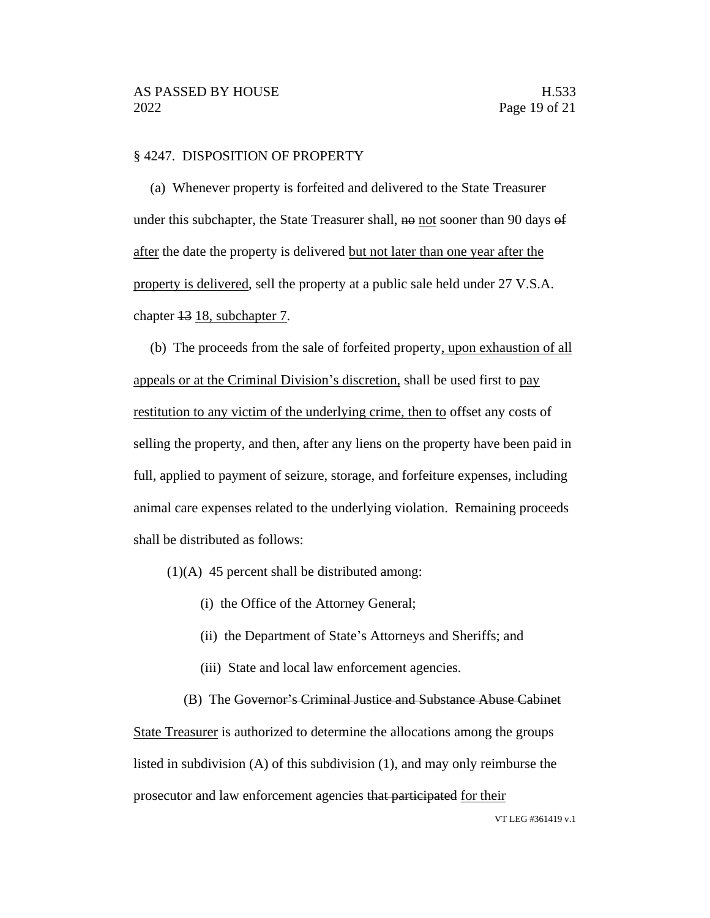§ 4247. DISPOSITION OF PROPERTY

(a) Whenever property is forfeited and delivered to the State Treasurer under this subchapter, the State Treasurer shall, ~~no~~ <u>not</u> sooner than 90 days ~~of~~ <u>after</u> the date the property is delivered <u>but not later than one year after the property is delivered</u>, sell the property at a public sale held under 27 V.S.A. chapter ~~13~~ <u>18, subchapter 7</u>.

(b) The proceeds from the sale of forfeited property<u>, upon exhaustion of all appeals or at the Criminal Division's discretion,</u> shall be used first to <u>pay restitution to any victim of the underlying crime, then to</u> offset any costs of selling the property, and then, after any liens on the property have been paid in full, applied to payment of seizure, storage, and forfeiture expenses, including animal care expenses related to the underlying violation. Remaining proceeds shall be distributed as follows:

(1)(A) 45 percent shall be distributed among:

(i) the Office of the Attorney General;

(ii) the Department of State's Attorneys and Sheriffs; and

(iii) State and local law enforcement agencies.

(B) The ~~Governor's Criminal Justice and Substance Abuse Cabinet~~ <u>State Treasurer</u> is authorized to determine the allocations among the groups listed in subdivision (A) of this subdivision (1), and may only reimburse the prosecutor and law enforcement agencies ~~that participated~~ <u>for their</u>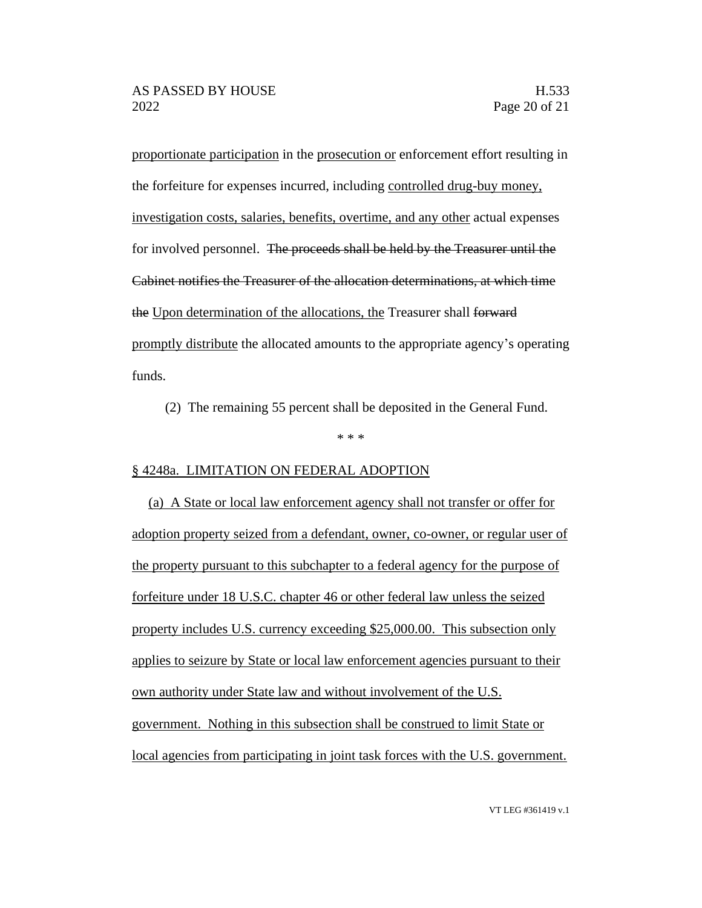proportionate participation in the prosecution or enforcement effort resulting in the forfeiture for expenses incurred, including controlled drug-buy money, investigation costs, salaries, benefits, overtime, and any other actual expenses for involved personnel. ~~The proceeds shall be held by the Treasurer until the Cabinet notifies the Treasurer of the allocation determinations, at which time the~~ Upon determination of the allocations, the Treasurer shall ~~forward~~ promptly distribute the allocated amounts to the appropriate agency's operating funds.

(2) The remaining 55 percent shall be deposited in the General Fund.

\* \* \*

§ 4248a. LIMITATION ON FEDERAL ADOPTION

(a) A State or local law enforcement agency shall not transfer or offer for adoption property seized from a defendant, owner, co-owner, or regular user of the property pursuant to this subchapter to a federal agency for the purpose of forfeiture under 18 U.S.C. chapter 46 or other federal law unless the seized property includes U.S. currency exceeding $25,000.00. This subsection only applies to seizure by State or local law enforcement agencies pursuant to their own authority under State law and without involvement of the U.S. government. Nothing in this subsection shall be construed to limit State or local agencies from participating in joint task forces with the U.S. government.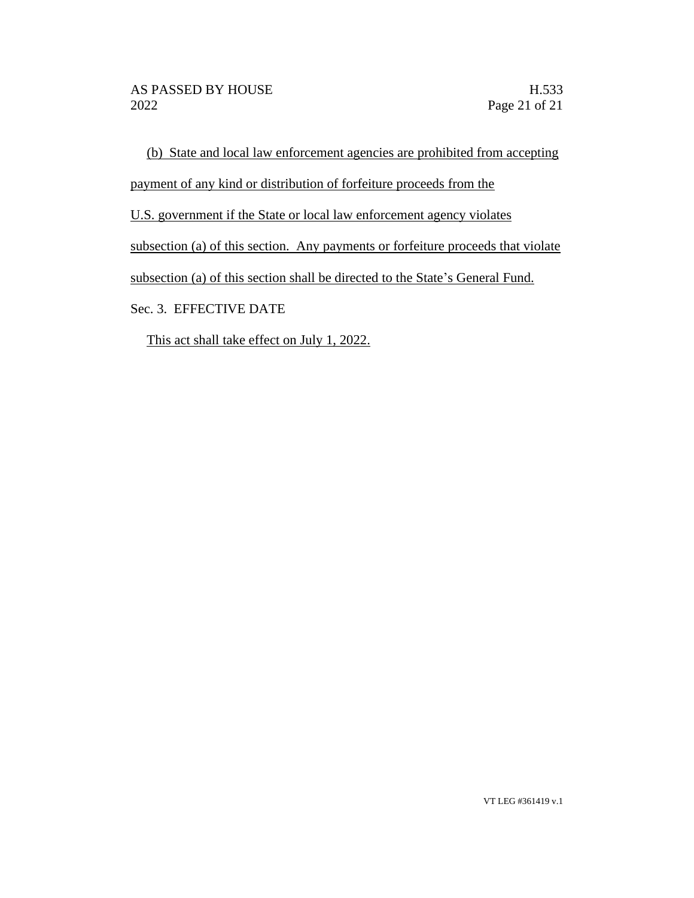(b) State and local law enforcement agencies are prohibited from accepting payment of any kind or distribution of forfeiture proceeds from the U.S. government if the State or local law enforcement agency violates subsection (a) of this section. Any payments or forfeiture proceeds that violate subsection (a) of this section shall be directed to the State's General Fund.

Sec. 3. EFFECTIVE DATE

This act shall take effect on July 1, 2022.